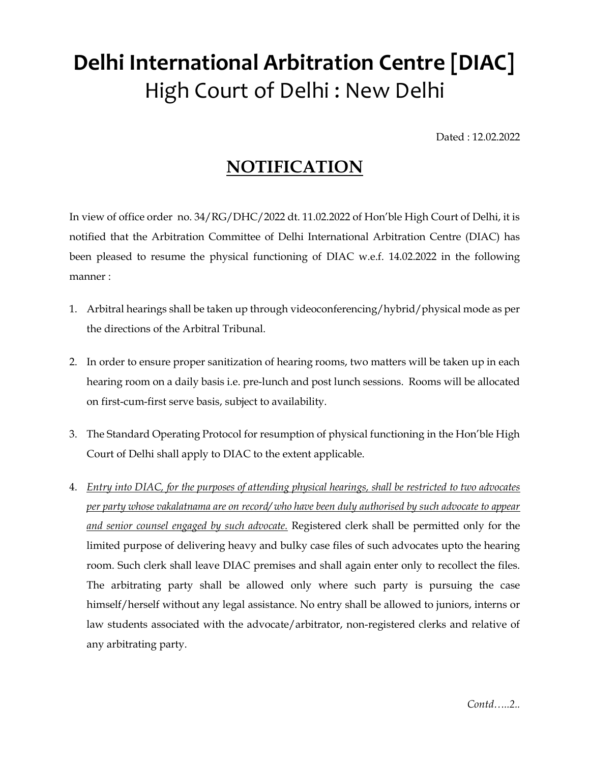# Delhi International Arbitration Centre [DIAC]
## High Court of Delhi : New Delhi

Dated : 12.02.2022

## NOTIFICATION

In view of office order no. 34/RG/DHC/2022 dt. 11.02.2022 of Hon'ble High Court of Delhi, it is notified that the Arbitration Committee of Delhi International Arbitration Centre (DIAC) has been pleased to resume the physical functioning of DIAC w.e.f. 14.02.2022 in the following manner :

1. Arbitral hearings shall be taken up through videoconferencing/hybrid/physical mode as per the directions of the Arbitral Tribunal.

2. In order to ensure proper sanitization of hearing rooms, two matters will be taken up in each hearing room on a daily basis i.e. pre-lunch and post lunch sessions. Rooms will be allocated on first-cum-first serve basis, subject to availability.

3. The Standard Operating Protocol for resumption of physical functioning in the Hon'ble High Court of Delhi shall apply to DIAC to the extent applicable.

4. *Entry into DIAC, for the purposes of attending physical hearings, shall be restricted to two advocates per party whose vakalatnama are on record/ who have been duly authorised by such advocate to appear and senior counsel engaged by such advocate.* Registered clerk shall be permitted only for the limited purpose of delivering heavy and bulky case files of such advocates upto the hearing room. Such clerk shall leave DIAC premises and shall again enter only to recollect the files. The arbitrating party shall be allowed only where such party is pursuing the case himself/herself without any legal assistance. No entry shall be allowed to juniors, interns or law students associated with the advocate/arbitrator, non-registered clerks and relative of any arbitrating party.

*Contd…..2..*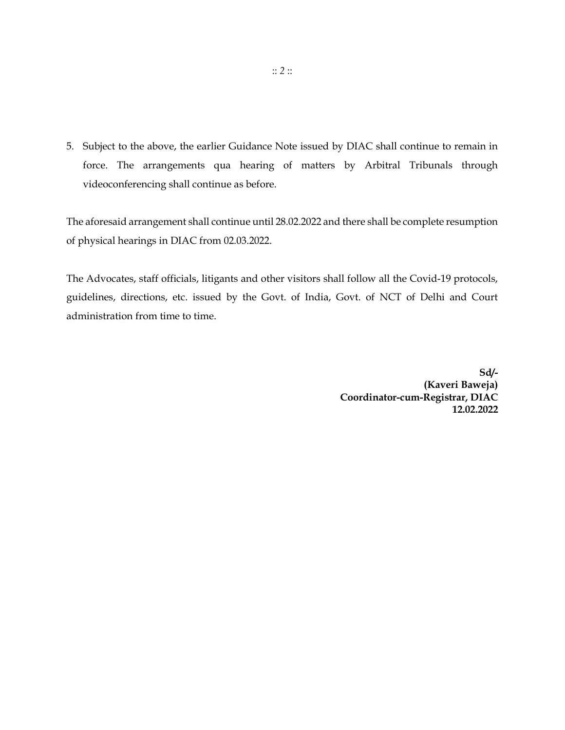5. Subject to the above, the earlier Guidance Note issued by DIAC shall continue to remain in force. The arrangements qua hearing of matters by Arbitral Tribunals through videoconferencing shall continue as before.

The aforesaid arrangement shall continue until 28.02.2022 and there shall be complete resumption of physical hearings in DIAC from 02.03.2022.

The Advocates, staff officials, litigants and other visitors shall follow all the Covid-19 protocols, guidelines, directions, etc. issued by the Govt. of India, Govt. of NCT of Delhi and Court administration from time to time.

**Sd/-**
**(Kaveri Baweja)**
**Coordinator-cum-Registrar, DIAC**
**12.02.2022**